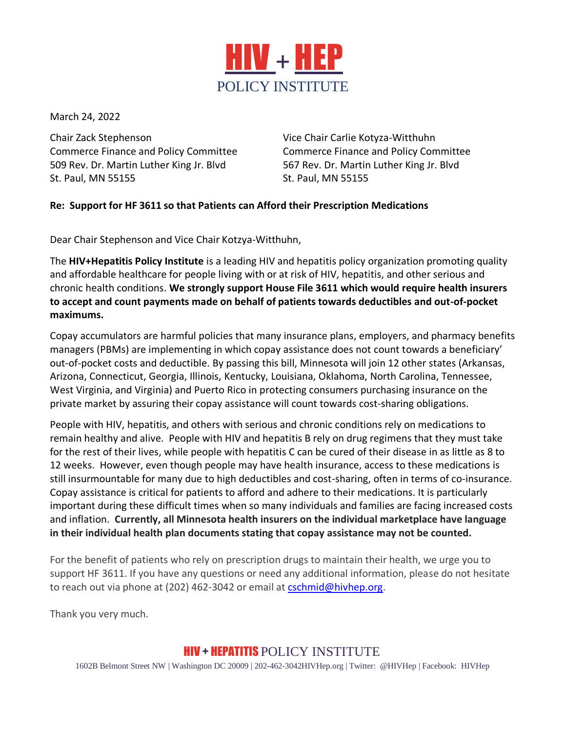# HIV + HEP
POLICY INSTITUTE

March 24, 2022

Chair Zack Stephenson
Commerce Finance and Policy Committee
509 Rev. Dr. Martin Luther King Jr. Blvd
St. Paul, MN 55155

Vice Chair Carlie Kotyza-Witthuhn
Commerce Finance and Policy Committee
567 Rev. Dr. Martin Luther King Jr. Blvd
St. Paul, MN 55155

**Re: Support for HF 3611 so that Patients can Afford their Prescription Medications**

Dear Chair Stephenson and Vice Chair Kotzya-Witthuhn,

The **HIV+Hepatitis Policy Institute** is a leading HIV and hepatitis policy organization promoting quality and affordable healthcare for people living with or at risk of HIV, hepatitis, and other serious and chronic health conditions. **We strongly support House File 3611 which would require health insurers to accept and count payments made on behalf of patients towards deductibles and out-of-pocket maximums.**

Copay accumulators are harmful policies that many insurance plans, employers, and pharmacy benefits managers (PBMs) are implementing in which copay assistance does not count towards a beneficiary' out-of-pocket costs and deductible. By passing this bill, Minnesota will join 12 other states (Arkansas, Arizona, Connecticut, Georgia, Illinois, Kentucky, Louisiana, Oklahoma, North Carolina, Tennessee, West Virginia, and Virginia) and Puerto Rico in protecting consumers purchasing insurance on the private market by assuring their copay assistance will count towards cost-sharing obligations.

People with HIV, hepatitis, and others with serious and chronic conditions rely on medications to remain healthy and alive. People with HIV and hepatitis B rely on drug regimens that they must take for the rest of their lives, while people with hepatitis C can be cured of their disease in as little as 8 to 12 weeks. However, even though people may have health insurance, access to these medications is still insurmountable for many due to high deductibles and cost-sharing, often in terms of co-insurance. Copay assistance is critical for patients to afford and adhere to their medications. It is particularly important during these difficult times when so many individuals and families are facing increased costs and inflation. **Currently, all Minnesota health insurers on the individual marketplace have language in their individual health plan documents stating that copay assistance may not be counted.**

For the benefit of patients who rely on prescription drugs to maintain their health, we urge you to support HF 3611. If you have any questions or need any additional information, please do not hesitate to reach out via phone at (202) 462-3042 or email at cschmid@hivhep.org.

Thank you very much.

HIV + HEPATITIS POLICY INSTITUTE
1602B Belmont Street NW | Washington DC 20009 | 202-462-3042HIVHep.org | Twitter: @HIVHep | Facebook: HIVHep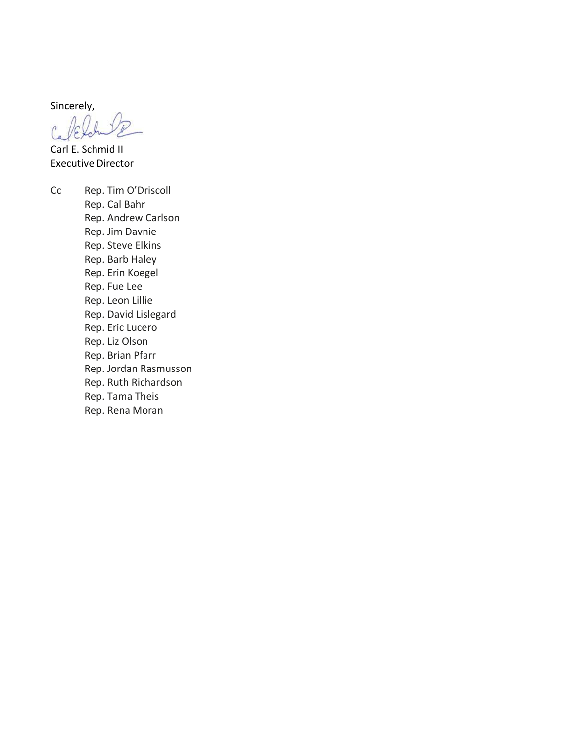Sincerely,

Carl E. Schmid II
Executive Director

Cc Rep. Tim O'Driscoll
Rep. Cal Bahr
Rep. Andrew Carlson
Rep. Jim Davnie
Rep. Steve Elkins
Rep. Barb Haley
Rep. Erin Koegel
Rep. Fue Lee
Rep. Leon Lillie
Rep. David Lislegard
Rep. Eric Lucero
Rep. Liz Olson
Rep. Brian Pfarr
Rep. Jordan Rasmusson
Rep. Ruth Richardson
Rep. Tama Theis
Rep. Rena Moran